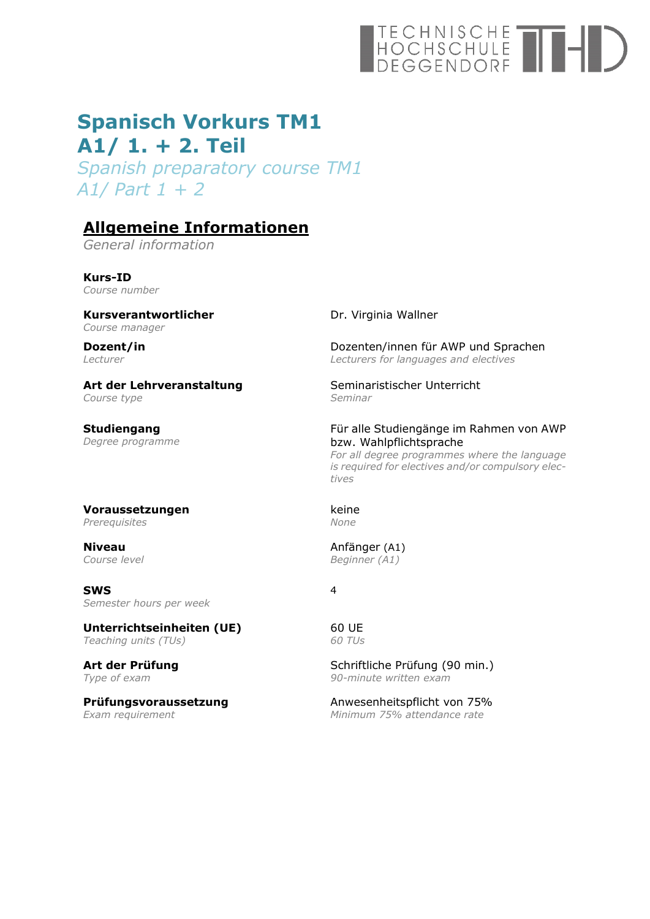# Spanisch Vorkurs TM1
# A1/ 1. + 2. Teil

*Spanish preparatory course TM1*
*A1/ Part 1 + 2*

## Allgemeine Informationen

*General information*

| | |
|---|---|
| **Kurs-ID**<br>*Course number* | |
| **Kursverantwortlicher**<br>*Course manager* | Dr. Virginia Wallner |
| **Dozent/in**<br>*Lecturer* | Dozenten/innen für AWP und Sprachen<br>*Lecturers for languages and electives* |
| **Art der Lehrveranstaltung**<br>*Course type* | Seminaristischer Unterricht<br>*Seminar* |
| **Studiengang**<br>*Degree programme* | Für alle Studiengänge im Rahmen von AWP bzw. Wahlpflichtsprache<br>*For all degree programmes where the language is required for electives and/or compulsory electives* |
| **Voraussetzungen**<br>*Prerequisites* | keine<br>*None* |
| **Niveau**<br>*Course level* | Anfänger (A1)<br>*Beginner (A1)* |
| **SWS**<br>*Semester hours per week* | 4 |
| **Unterrichtseinheiten (UE)**<br>*Teaching units (TUs)* | 60 UE<br>*60 TUs* |
| **Art der Prüfung**<br>*Type of exam* | Schriftliche Prüfung (90 min.)<br>*90-minute written exam* |
| **Prüfungsvoraussetzung**<br>*Exam requirement* | Anwesenheitspflicht von 75%<br>*Minimum 75% attendance rate* |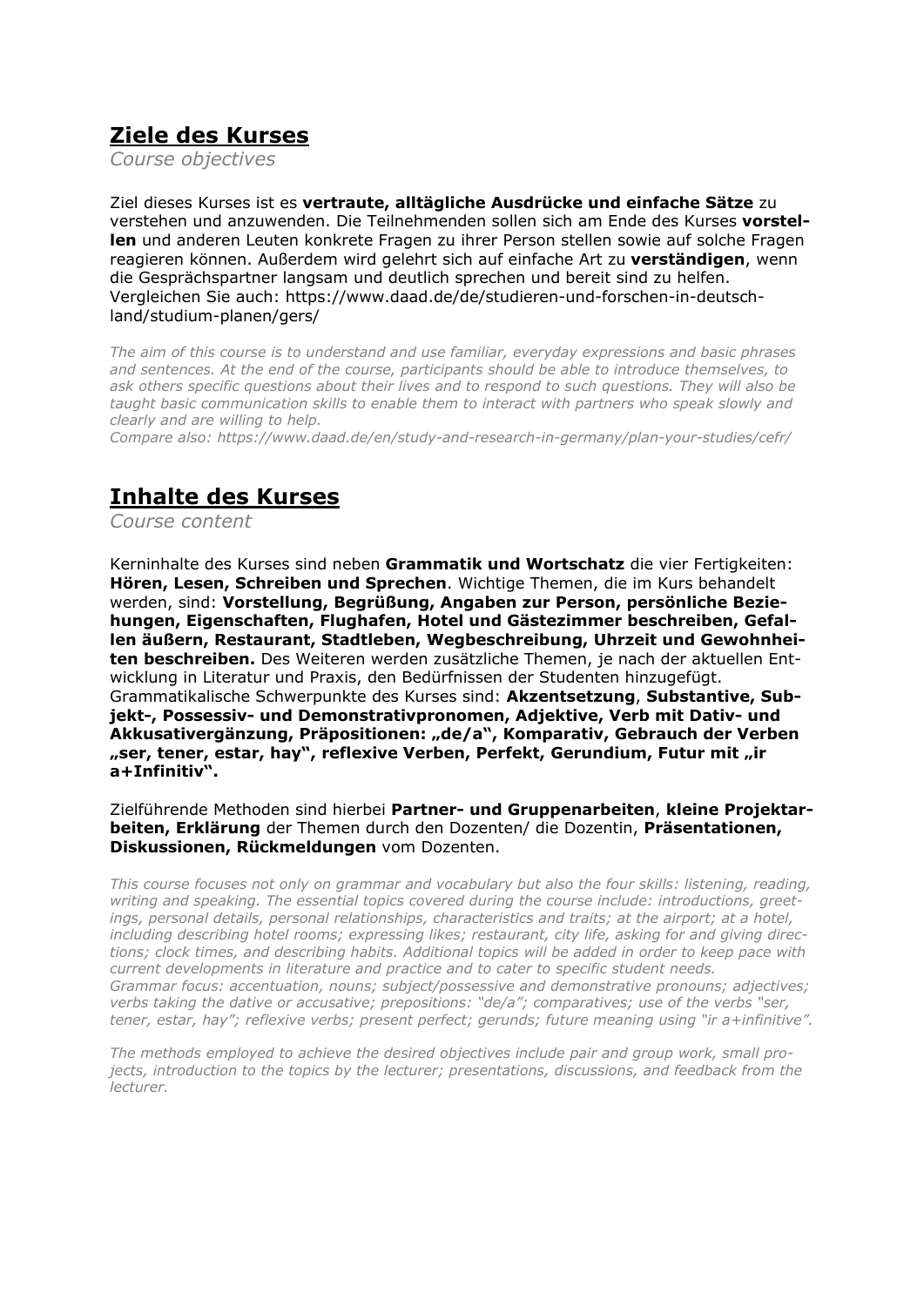## **Ziele des Kurses**

*Course objectives*

Ziel dieses Kurses ist es **vertraute, alltägliche Ausdrücke und einfache Sätze** zu verstehen und anzuwenden. Die Teilnehmenden sollen sich am Ende des Kurses **vorstellen** und anderen Leuten konkrete Fragen zu ihrer Person stellen sowie auf solche Fragen reagieren können. Außerdem wird gelehrt sich auf einfache Art zu **verständigen**, wenn die Gesprächspartner langsam und deutlich sprechen und bereit sind zu helfen. Vergleichen Sie auch: https://www.daad.de/de/studieren-und-forschen-in-deutschland/studium-planen/gers/

*The aim of this course is to understand and use familiar, everyday expressions and basic phrases and sentences. At the end of the course, participants should be able to introduce themselves, to ask others specific questions about their lives and to respond to such questions. They will also be taught basic communication skills to enable them to interact with partners who speak slowly and clearly and are willing to help.*
*Compare also: https://www.daad.de/en/study-and-research-in-germany/plan-your-studies/cefr/*

## **Inhalte des Kurses**

*Course content*

Kerninhalte des Kurses sind neben **Grammatik und Wortschatz** die vier Fertigkeiten: **Hören, Lesen, Schreiben und Sprechen**. Wichtige Themen, die im Kurs behandelt werden, sind: **Vorstellung, Begrüßung, Angaben zur Person, persönliche Beziehungen, Eigenschaften, Flughafen, Hotel und Gästezimmer beschreiben, Gefallen äußern, Restaurant, Stadtleben, Wegbeschreibung, Uhrzeit und Gewohnheiten beschreiben.** Des Weiteren werden zusätzliche Themen, je nach der aktuellen Entwicklung in Literatur und Praxis, den Bedürfnissen der Studenten hinzugefügt. Grammatikalische Schwerpunkte des Kurses sind: **Akzentsetzung**, **Substantive, Subjekt-, Possessiv- und Demonstrativpronomen, Adjektive, Verb mit Dativ- und Akkusativergänzung, Präpositionen: „de/a", Komparativ, Gebrauch der Verben „ser, tener, estar, hay", reflexive Verben, Perfekt, Gerundium, Futur mit „ir a+Infinitiv".**

Zielführende Methoden sind hierbei **Partner- und Gruppenarbeiten**, **kleine Projektarbeiten, Erklärung** der Themen durch den Dozenten/ die Dozentin, **Präsentationen, Diskussionen, Rückmeldungen** vom Dozenten.

*This course focuses not only on grammar and vocabulary but also the four skills: listening, reading, writing and speaking. The essential topics covered during the course include: introductions, greetings, personal details, personal relationships, characteristics and traits; at the airport; at a hotel, including describing hotel rooms; expressing likes; restaurant, city life, asking for and giving directions; clock times, and describing habits. Additional topics will be added in order to keep pace with current developments in literature and practice and to cater to specific student needs.*
*Grammar focus: accentuation, nouns; subject/possessive and demonstrative pronouns; adjectives; verbs taking the dative or accusative; prepositions: "de/a"; comparatives; use of the verbs "ser, tener, estar, hay"; reflexive verbs; present perfect; gerunds; future meaning using "ir a+infinitive".*

*The methods employed to achieve the desired objectives include pair and group work, small projects, introduction to the topics by the lecturer; presentations, discussions, and feedback from the lecturer.*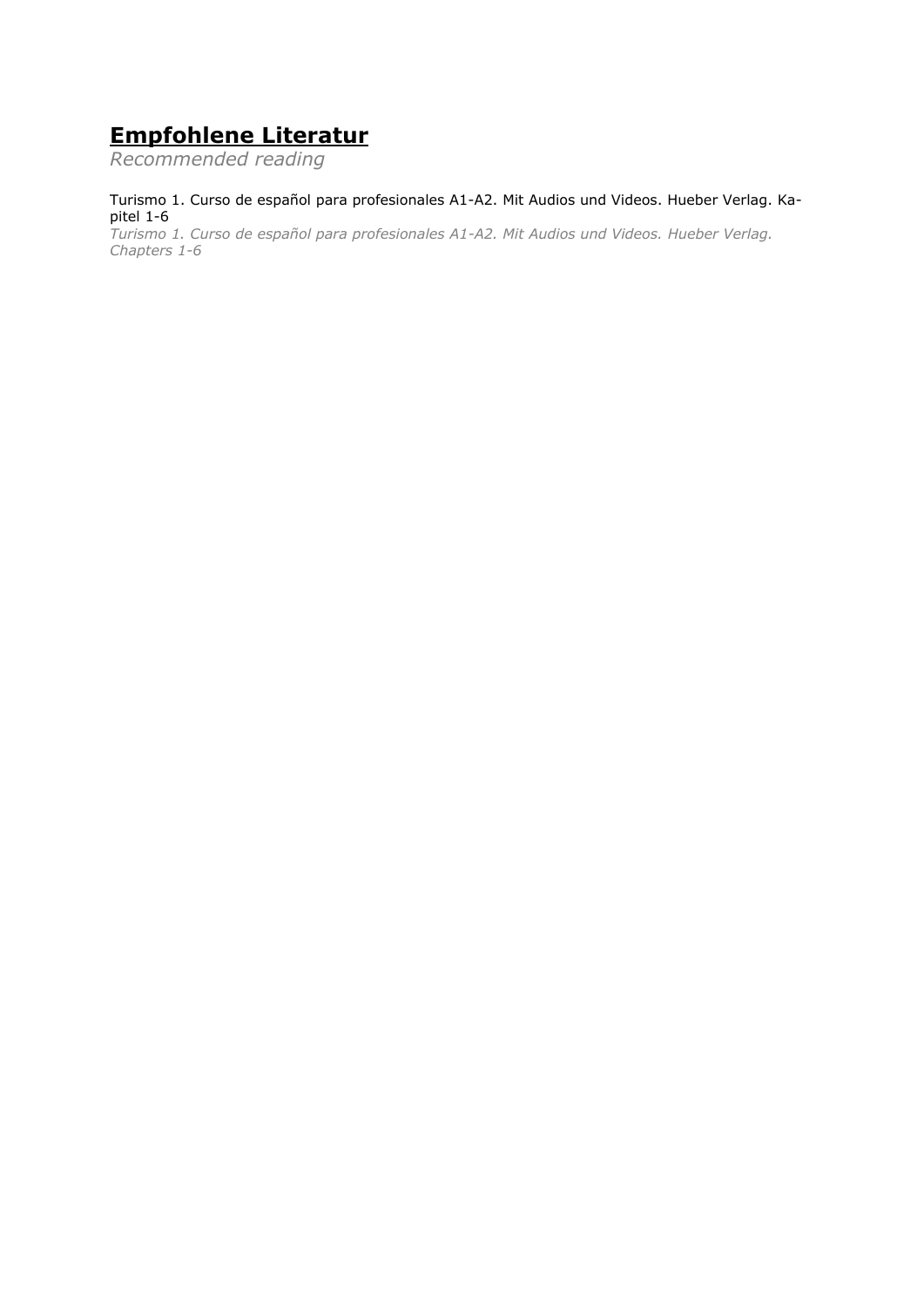## **Empfohlene Literatur**

*Recommended reading*

Turismo 1. Curso de español para profesionales A1-A2. Mit Audios und Videos. Hueber Verlag. Kapitel 1-6

*Turismo 1. Curso de español para profesionales A1-A2. Mit Audios und Videos. Hueber Verlag. Chapters 1-6*